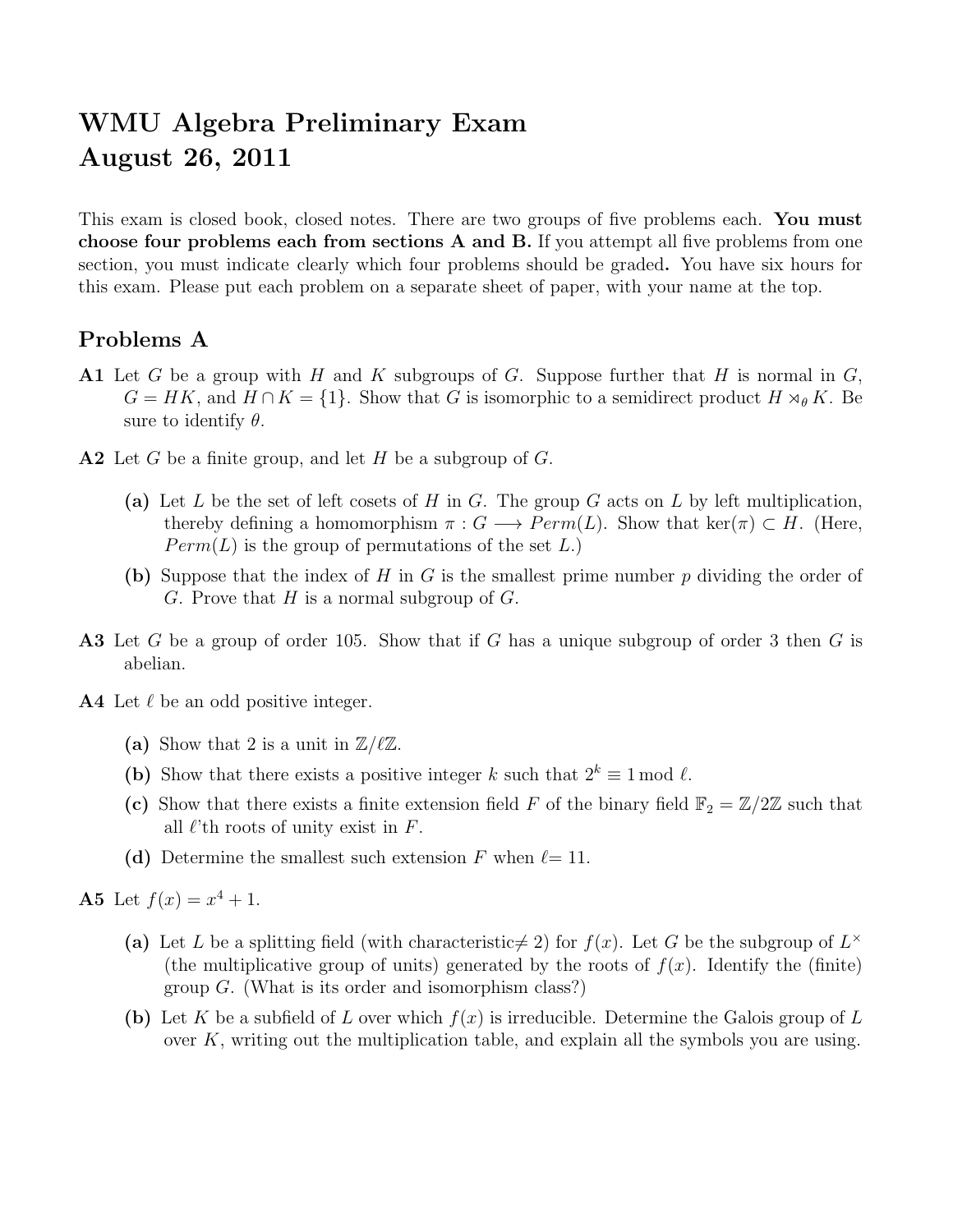# WMU Algebra Preliminary Exam
# August 26, 2011

This exam is closed book, closed notes. There are two groups of five problems each. **You must choose four problems each from sections A and B.** If you attempt all five problems from one section, you must indicate clearly which four problems should be graded**.** You have six hours for this exam. Please put each problem on a separate sheet of paper, with your name at the top.

## Problems A

**A1** Let $G$ be a group with $H$ and $K$ subgroups of $G$. Suppose further that $H$ is normal in $G$, $G = HK$, and $H \cap K = \{1\}$. Show that $G$ is isomorphic to a semidirect product $H \rtimes_\theta K$. Be sure to identify $\theta$.

**A2** Let $G$ be a finite group, and let $H$ be a subgroup of $G$.

- **(a)** Let $L$ be the set of left cosets of $H$ in $G$. The group $G$ acts on $L$ by left multiplication, thereby defining a homomorphism $\pi : G \longrightarrow Perm(L)$. Show that $\ker(\pi) \subset H$. (Here, $Perm(L)$ is the group of permutations of the set $L$.)
- **(b)** Suppose that the index of $H$ in $G$ is the smallest prime number $p$ dividing the order of $G$. Prove that $H$ is a normal subgroup of $G$.

**A3** Let $G$ be a group of order 105. Show that if $G$ has a unique subgroup of order 3 then $G$ is abelian.

**A4** Let $\ell$ be an odd positive integer.

- **(a)** Show that 2 is a unit in $\mathbb{Z}/\ell\mathbb{Z}$.
- **(b)** Show that there exists a positive integer $k$ such that $2^k \equiv 1 \bmod \ell$.
- **(c)** Show that there exists a finite extension field $F$ of the binary field $\mathbb{F}_2 = \mathbb{Z}/2\mathbb{Z}$ such that all $\ell$'th roots of unity exist in $F$.
- **(d)** Determine the smallest such extension $F$ when $\ell = 11$.

**A5** Let $f(x) = x^4 + 1$.

- **(a)** Let $L$ be a splitting field (with characteristic$\neq 2$) for $f(x)$. Let $G$ be the subgroup of $L^\times$ (the multiplicative group of units) generated by the roots of $f(x)$. Identify the (finite) group $G$. (What is its order and isomorphism class?)
- **(b)** Let $K$ be a subfield of $L$ over which $f(x)$ is irreducible. Determine the Galois group of $L$ over $K$, writing out the multiplication table, and explain all the symbols you are using.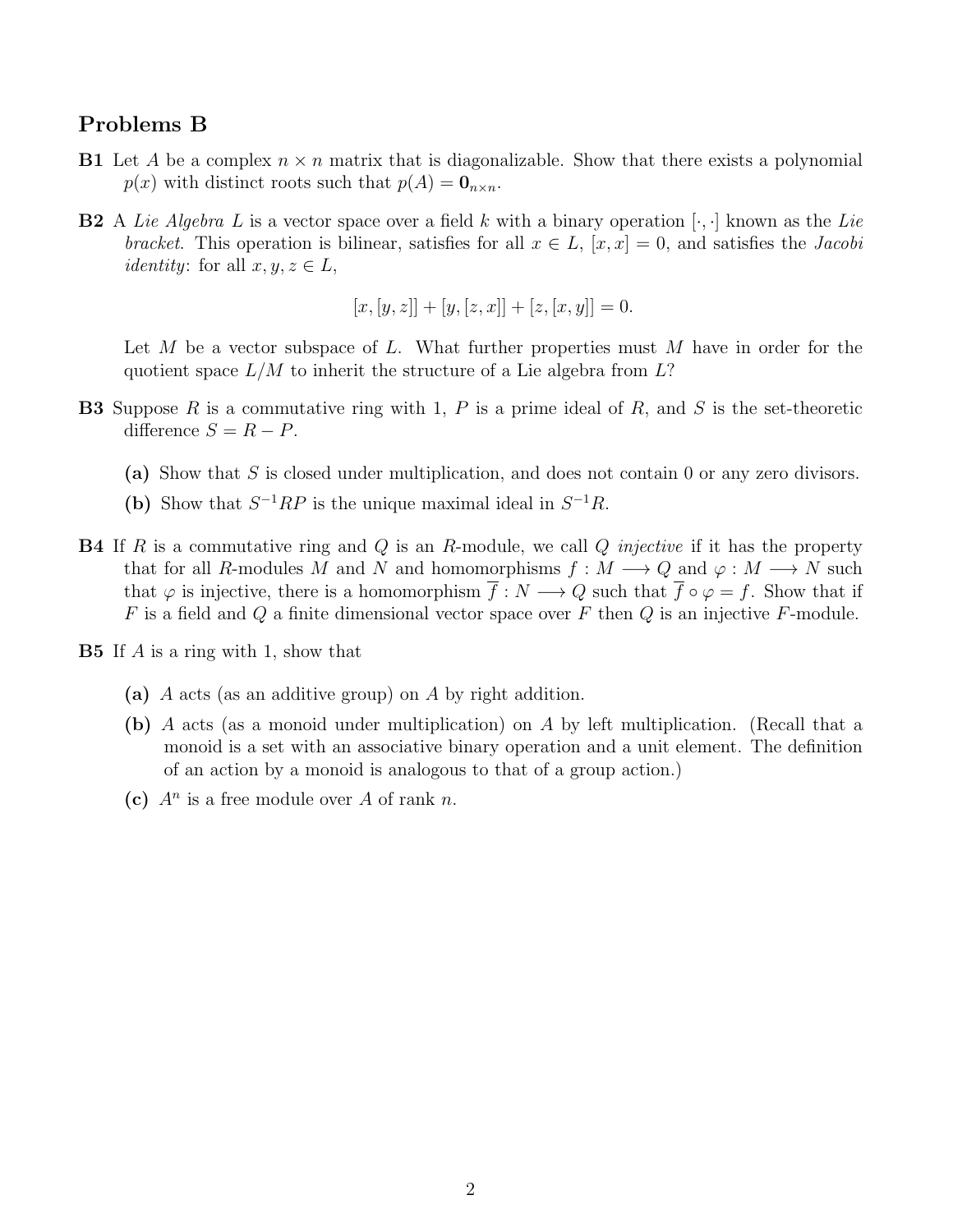## Problems B

**B1** Let $A$ be a complex $n \times n$ matrix that is diagonalizable. Show that there exists a polynomial $p(x)$ with distinct roots such that $p(A) = \mathbf{0}_{n \times n}$.

**B2** A *Lie Algebra* $L$ is a vector space over a field $k$ with a binary operation $[\cdot, \cdot]$ known as the *Lie bracket*. This operation is bilinear, satisfies for all $x \in L$, $[x, x] = 0$, and satisfies the *Jacobi identity*: for all $x, y, z \in L$,

$$[x, [y, z]] + [y, [z, x]] + [z, [x, y]] = 0.$$

Let $M$ be a vector subspace of $L$. What further properties must $M$ have in order for the quotient space $L/M$ to inherit the structure of a Lie algebra from $L$?

**B3** Suppose $R$ is a commutative ring with 1, $P$ is a prime ideal of $R$, and $S$ is the set-theoretic difference $S = R - P$.

**(a)** Show that $S$ is closed under multiplication, and does not contain 0 or any zero divisors.

**(b)** Show that $S^{-1}RP$ is the unique maximal ideal in $S^{-1}R$.

**B4** If $R$ is a commutative ring and $Q$ is an $R$-module, we call $Q$ *injective* if it has the property that for all $R$-modules $M$ and $N$ and homomorphisms $f : M \longrightarrow Q$ and $\varphi : M \longrightarrow N$ such that $\varphi$ is injective, there is a homomorphism $\overline{f} : N \longrightarrow Q$ such that $\overline{f} \circ \varphi = f$. Show that if $F$ is a field and $Q$ a finite dimensional vector space over $F$ then $Q$ is an injective $F$-module.

**B5** If $A$ is a ring with 1, show that

**(a)** $A$ acts (as an additive group) on $A$ by right addition.

**(b)** $A$ acts (as a monoid under multiplication) on $A$ by left multiplication. (Recall that a monoid is a set with an associative binary operation and a unit element. The definition of an action by a monoid is analogous to that of a group action.)

**(c)** $A^n$ is a free module over $A$ of rank $n$.